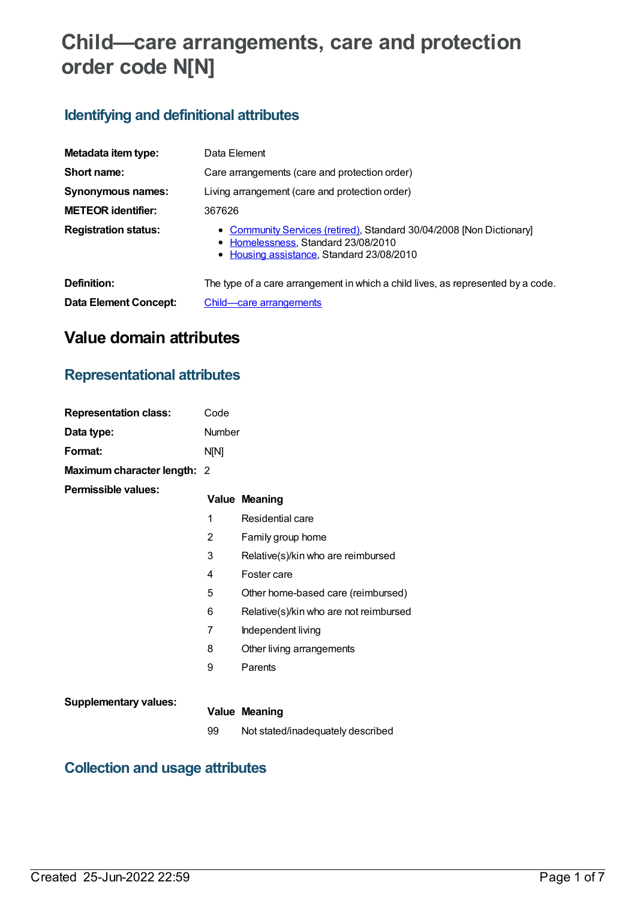# Child—care arrangements, care and protection order code N[N]

## Identifying and definitional attributes

| | |
|---|---|
| **Metadata item type:** | Data Element |
| **Short name:** | Care arrangements (care and protection order) |
| **Synonymous names:** | Living arrangement (care and protection order) |
| **METEOR identifier:** | 367626 |
| **Registration status:** | • Community Services (retired), Standard 30/04/2008 [Non Dictionary]<br>• Homelessness, Standard 23/08/2010<br>• Housing assistance, Standard 23/08/2010 |
| **Definition:** | The type of a care arrangement in which a child lives, as represented by a code. |
| **Data Element Concept:** | Child—care arrangements |

# Value domain attributes

## Representational attributes

| | |
|---|---|
| **Representation class:** | Code |
| **Data type:** | Number |
| **Format:** | N[N] |
| **Maximum character length:** | 2 |

**Permissible values:**

| Value | Meaning |
|---|---|
| 1 | Residential care |
| 2 | Family group home |
| 3 | Relative(s)/kin who are reimbursed |
| 4 | Foster care |
| 5 | Other home-based care (reimbursed) |
| 6 | Relative(s)/kin who are not reimbursed |
| 7 | Independent living |
| 8 | Other living arrangements |
| 9 | Parents |

**Supplementary values:**

| Value | Meaning |
|---|---|
| 99 | Not stated/inadequately described |

## Collection and usage attributes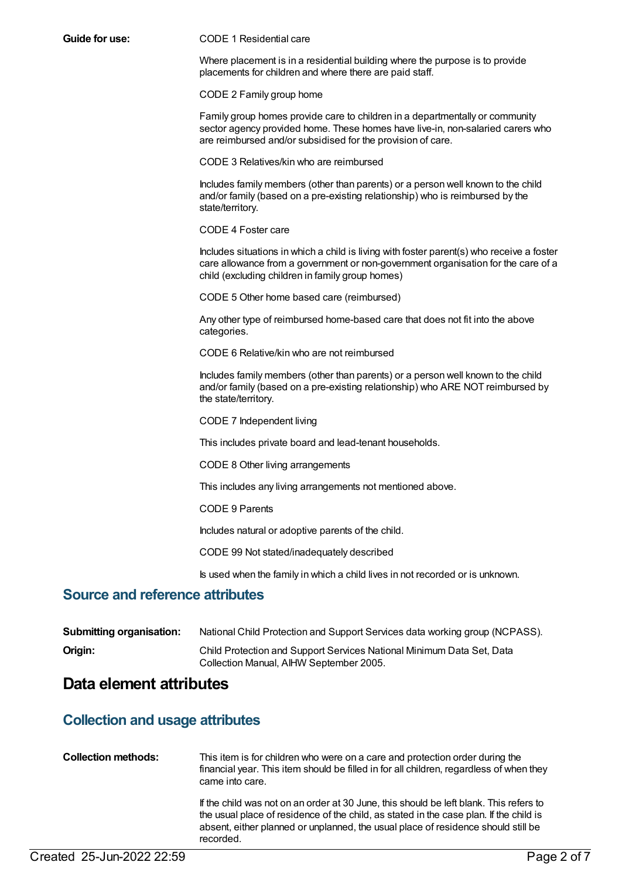**Guide for use:**

CODE 1 Residential care

Where placement is in a residential building where the purpose is to provide placements for children and where there are paid staff.

CODE 2 Family group home

Family group homes provide care to children in a departmentally or community sector agency provided home. These homes have live-in, non-salaried carers who are reimbursed and/or subsidised for the provision of care.

CODE 3 Relatives/kin who are reimbursed

Includes family members (other than parents) or a person well known to the child and/or family (based on a pre-existing relationship) who is reimbursed by the state/territory.

CODE 4 Foster care

Includes situations in which a child is living with foster parent(s) who receive a foster care allowance from a government or non-government organisation for the care of a child (excluding children in family group homes)

CODE 5 Other home based care (reimbursed)

Any other type of reimbursed home-based care that does not fit into the above categories.

CODE 6 Relative/kin who are not reimbursed

Includes family members (other than parents) or a person well known to the child and/or family (based on a pre-existing relationship) who ARE NOT reimbursed by the state/territory.

CODE 7 Independent living

This includes private board and lead-tenant households.

CODE 8 Other living arrangements

This includes any living arrangements not mentioned above.

CODE 9 Parents

Includes natural or adoptive parents of the child.

CODE 99 Not stated/inadequately described

Is used when the family in which a child lives in not recorded or is unknown.

## Source and reference attributes

**Submitting organisation:** National Child Protection and Support Services data working group (NCPASS).

**Origin:** Child Protection and Support Services National Minimum Data Set, Data Collection Manual, AIHW September 2005.

# Data element attributes

## Collection and usage attributes

**Collection methods:** This item is for children who were on a care and protection order during the financial year. This item should be filled in for all children, regardless of when they came into care.

If the child was not on an order at 30 June, this should be left blank. This refers to the usual place of residence of the child, as stated in the case plan. If the child is absent, either planned or unplanned, the usual place of residence should still be recorded.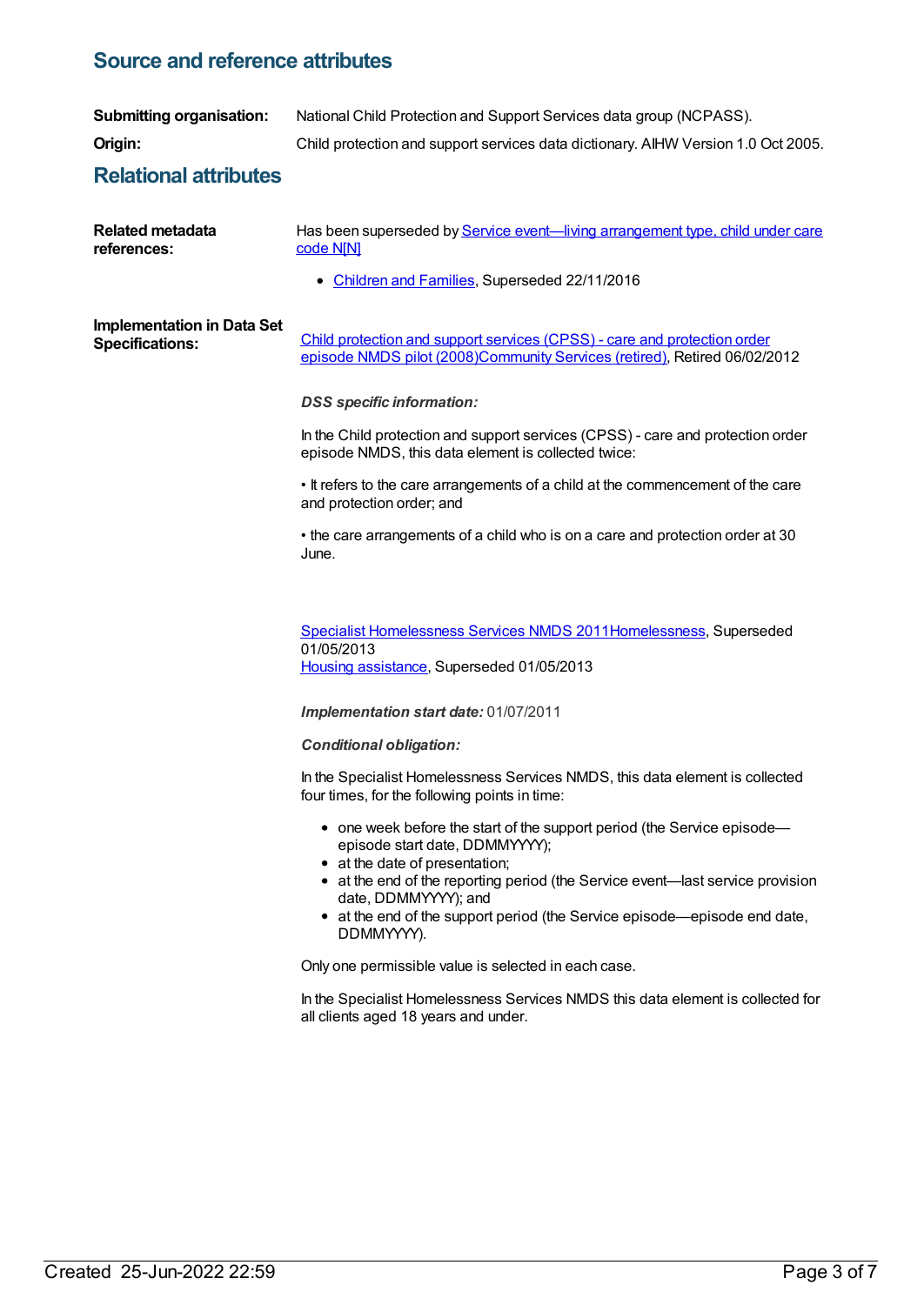## Source and reference attributes

**Submitting organisation:** National Child Protection and Support Services data group (NCPASS).

**Origin:** Child protection and support services data dictionary. AIHW Version 1.0 Oct 2005.

## Relational attributes

**Related metadata references:**

Has been superseded by Service event—living arrangement type, child under care code N[N]

- Children and Families, Superseded 22/11/2016

**Implementation in Data Set Specifications:**

Child protection and support services (CPSS) - care and protection order episode NMDS pilot (2008)Community Services (retired), Retired 06/02/2012

***DSS specific information:***

In the Child protection and support services (CPSS) - care and protection order episode NMDS, this data element is collected twice:

• It refers to the care arrangements of a child at the commencement of the care and protection order; and

• the care arrangements of a child who is on a care and protection order at 30 June.

Specialist Homelessness Services NMDS 2011Homelessness, Superseded 01/05/2013
Housing assistance, Superseded 01/05/2013

***Implementation start date:*** 01/07/2011

***Conditional obligation:***

In the Specialist Homelessness Services NMDS, this data element is collected four times, for the following points in time:

- one week before the start of the support period (the Service episode—episode start date, DDMMYYYY);
- at the date of presentation;
- at the end of the reporting period (the Service event—last service provision date, DDMMYYYY); and
- at the end of the support period (the Service episode—episode end date, DDMMYYYY).

Only one permissible value is selected in each case.

In the Specialist Homelessness Services NMDS this data element is collected for all clients aged 18 years and under.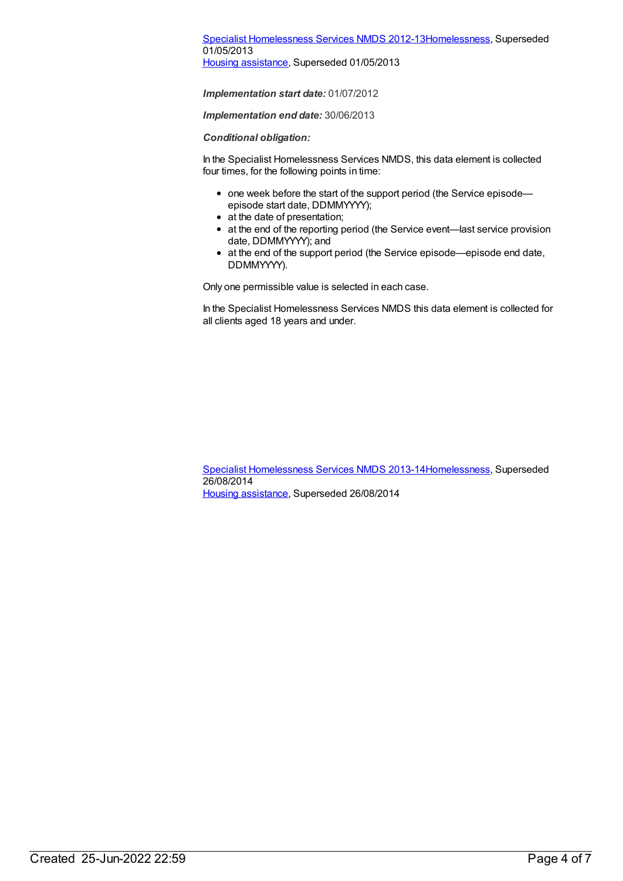Specialist Homelessness Services NMDS 2012-13Homelessness, Superseded 01/05/2013
Housing assistance, Superseded 01/05/2013

***Implementation start date:*** 01/07/2012

***Implementation end date:*** 30/06/2013

***Conditional obligation:***

In the Specialist Homelessness Services NMDS, this data element is collected four times, for the following points in time:

- one week before the start of the support period (the Service episode—episode start date, DDMMYYYY);
- at the date of presentation;
- at the end of the reporting period (the Service event—last service provision date, DDMMYYYY); and
- at the end of the support period (the Service episode—episode end date, DDMMYYYY).

Only one permissible value is selected in each case.

In the Specialist Homelessness Services NMDS this data element is collected for all clients aged 18 years and under.

Specialist Homelessness Services NMDS 2013-14Homelessness, Superseded 26/08/2014
Housing assistance, Superseded 26/08/2014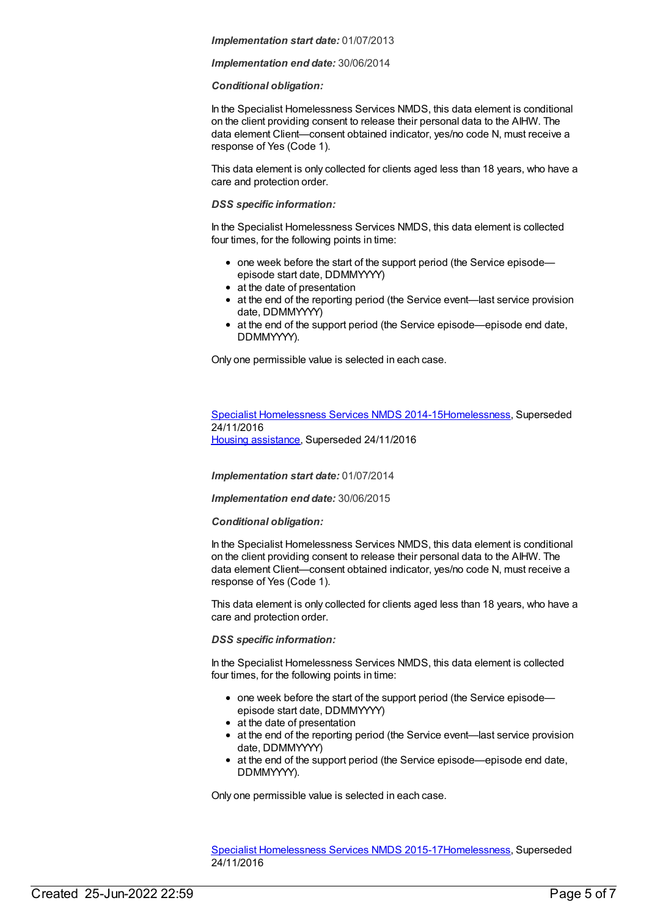***Implementation start date:*** 01/07/2013

***Implementation end date:*** 30/06/2014

***Conditional obligation:***

In the Specialist Homelessness Services NMDS, this data element is conditional on the client providing consent to release their personal data to the AIHW. The data element Client—consent obtained indicator, yes/no code N, must receive a response of Yes (Code 1).

This data element is only collected for clients aged less than 18 years, who have a care and protection order.

***DSS specific information:***

In the Specialist Homelessness Services NMDS, this data element is collected four times, for the following points in time:

- one week before the start of the support period (the Service episode—episode start date, DDMMYYYY)
- at the date of presentation
- at the end of the reporting period (the Service event—last service provision date, DDMMYYYY)
- at the end of the support period (the Service episode—episode end date, DDMMYYYY).

Only one permissible value is selected in each case.

Specialist Homelessness Services NMDS 2014-15Homelessness, Superseded 24/11/2016
Housing assistance, Superseded 24/11/2016

***Implementation start date:*** 01/07/2014

***Implementation end date:*** 30/06/2015

***Conditional obligation:***

In the Specialist Homelessness Services NMDS, this data element is conditional on the client providing consent to release their personal data to the AIHW. The data element Client—consent obtained indicator, yes/no code N, must receive a response of Yes (Code 1).

This data element is only collected for clients aged less than 18 years, who have a care and protection order.

***DSS specific information:***

In the Specialist Homelessness Services NMDS, this data element is collected four times, for the following points in time:

- one week before the start of the support period (the Service episode—episode start date, DDMMYYYY)
- at the date of presentation
- at the end of the reporting period (the Service event—last service provision date, DDMMYYYY)
- at the end of the support period (the Service episode—episode end date, DDMMYYYY).

Only one permissible value is selected in each case.

Specialist Homelessness Services NMDS 2015-17Homelessness, Superseded 24/11/2016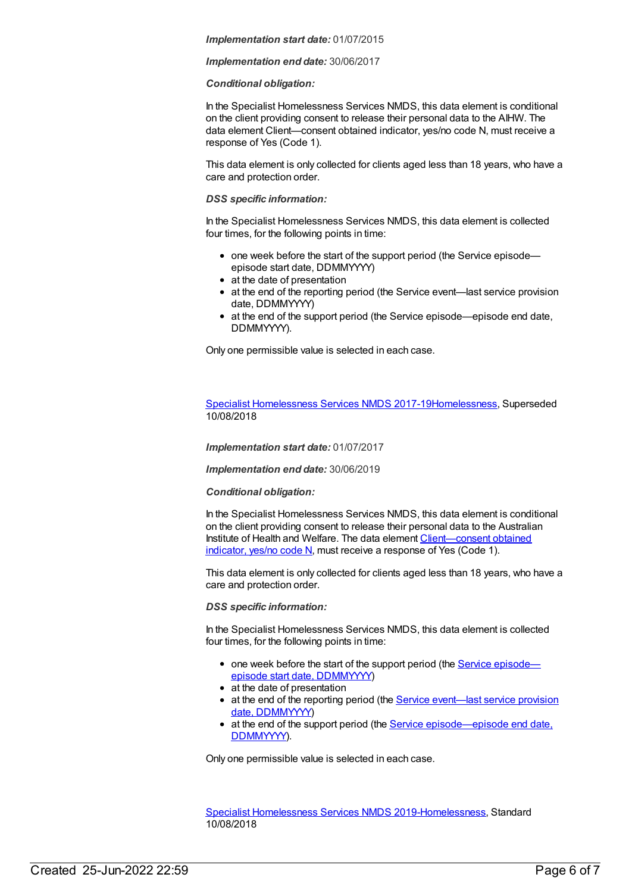***Implementation start date:*** 01/07/2015

***Implementation end date:*** 30/06/2017

***Conditional obligation:***

In the Specialist Homelessness Services NMDS, this data element is conditional on the client providing consent to release their personal data to the AIHW. The data element Client—consent obtained indicator, yes/no code N, must receive a response of Yes (Code 1).

This data element is only collected for clients aged less than 18 years, who have a care and protection order.

***DSS specific information:***

In the Specialist Homelessness Services NMDS, this data element is collected four times, for the following points in time:

- one week before the start of the support period (the Service episode—episode start date, DDMMYYYY)
- at the date of presentation
- at the end of the reporting period (the Service event—last service provision date, DDMMYYYY)
- at the end of the support period (the Service episode—episode end date, DDMMYYYY).

Only one permissible value is selected in each case.

Specialist Homelessness Services NMDS 2017-19Homelessness, Superseded 10/08/2018

***Implementation start date:*** 01/07/2017

***Implementation end date:*** 30/06/2019

***Conditional obligation:***

In the Specialist Homelessness Services NMDS, this data element is conditional on the client providing consent to release their personal data to the Australian Institute of Health and Welfare. The data element Client—consent obtained indicator, yes/no code N, must receive a response of Yes (Code 1).

This data element is only collected for clients aged less than 18 years, who have a care and protection order.

***DSS specific information:***

In the Specialist Homelessness Services NMDS, this data element is collected four times, for the following points in time:

- one week before the start of the support period (the Service episode—episode start date, DDMMYYYY)
- at the date of presentation
- at the end of the reporting period (the Service event—last service provision date, DDMMYYYY)
- at the end of the support period (the Service episode—episode end date, DDMMYYYY).

Only one permissible value is selected in each case.

Specialist Homelessness Services NMDS 2019-Homelessness, Standard 10/08/2018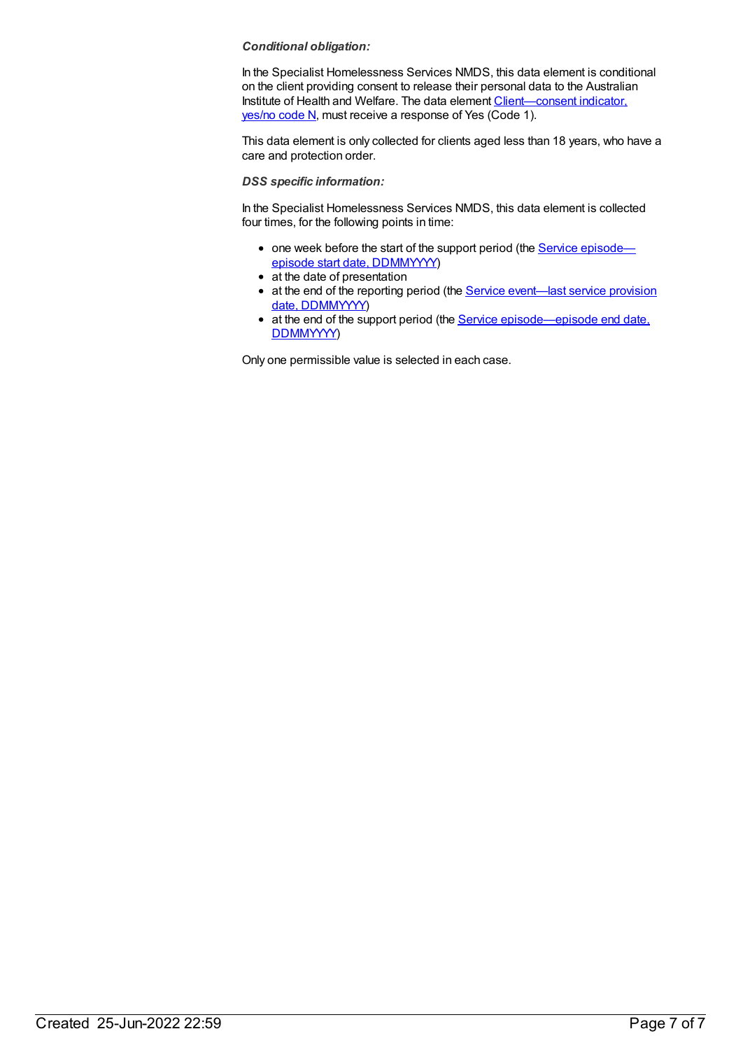*Conditional obligation:*

In the Specialist Homelessness Services NMDS, this data element is conditional on the client providing consent to release their personal data to the Australian Institute of Health and Welfare. The data element [Client—consent indicator, yes/no code N], must receive a response of Yes (Code 1).

This data element is only collected for clients aged less than 18 years, who have a care and protection order.

*DSS specific information:*

In the Specialist Homelessness Services NMDS, this data element is collected four times, for the following points in time:

- one week before the start of the support period (the [Service episode—episode start date, DDMMYYYY])
- at the date of presentation
- at the end of the reporting period (the [Service event—last service provision date, DDMMYYYY])
- at the end of the support period (the [Service episode—episode end date, DDMMYYYY])

Only one permissible value is selected in each case.